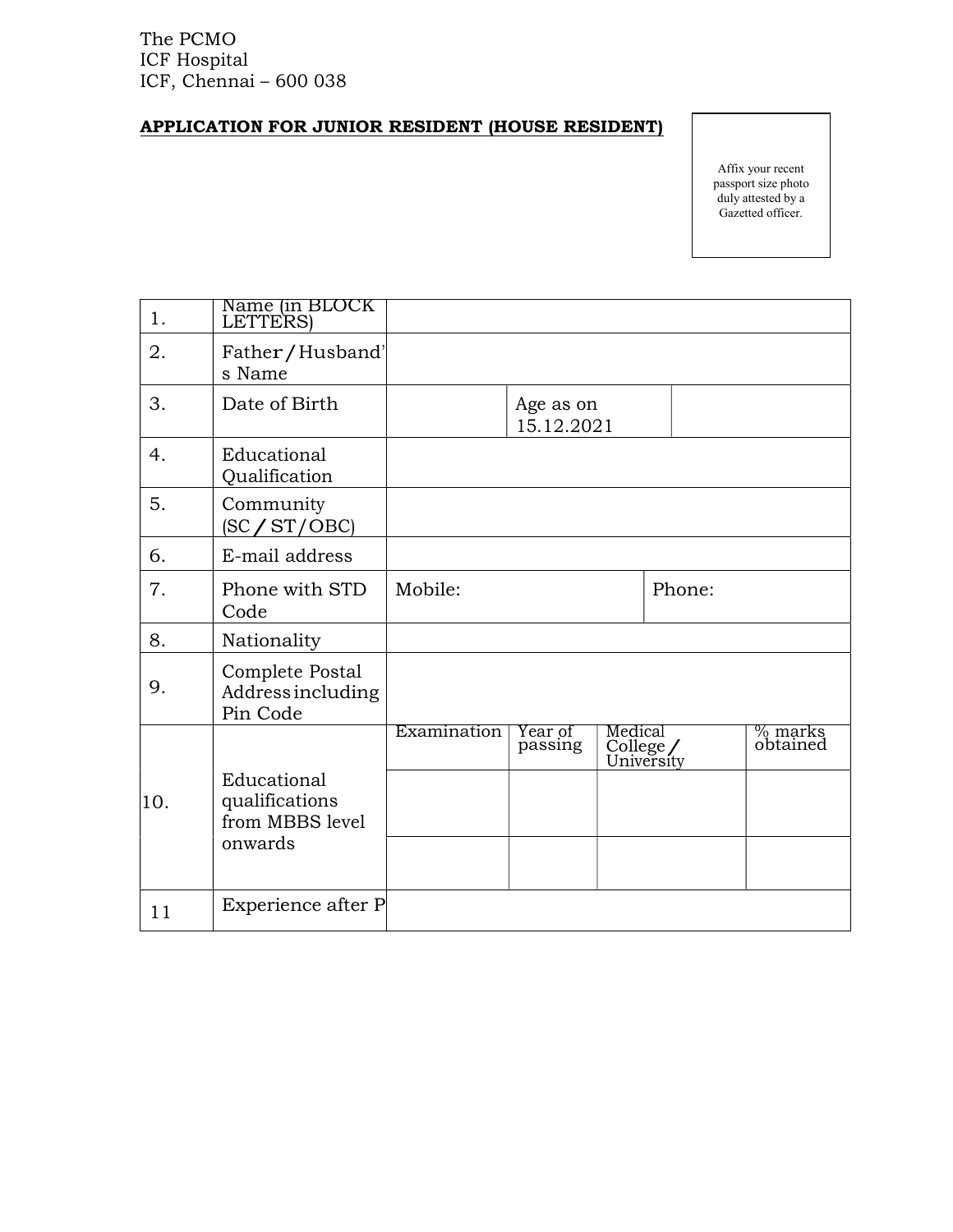The PCMO
ICF Hospital
ICF, Chennai – 600 038

**APPLICATION FOR JUNIOR RESIDENT (HOUSE RESIDENT)**

Affix your recent passport size photo duly attested by a Gazetted officer.

| | | | | | |
|---|---|---|---|---|---|
| 1. | Name (in BLOCK LETTERS) | | | | |
| 2. | Father/Husband's Name | | | | |
| 3. | Date of Birth | | Age as on 15.12.2021 | | |
| 4. | Educational Qualification | | | | |
| 5. | Community (SC/ST/OBC) | | | | |
| 6. | E-mail address | | | | |
| 7. | Phone with STD Code | Mobile: | | Phone: | |
| 8. | Nationality | | | | |
| 9. | Complete Postal Address including Pin Code | | | | |
| 10. | Educational qualifications from MBBS level onwards | Examination | Year of passing | Medical College/ University | % marks obtained |
| | | | | | |
| | | | | | |
| 11 | Experience after P | | | | |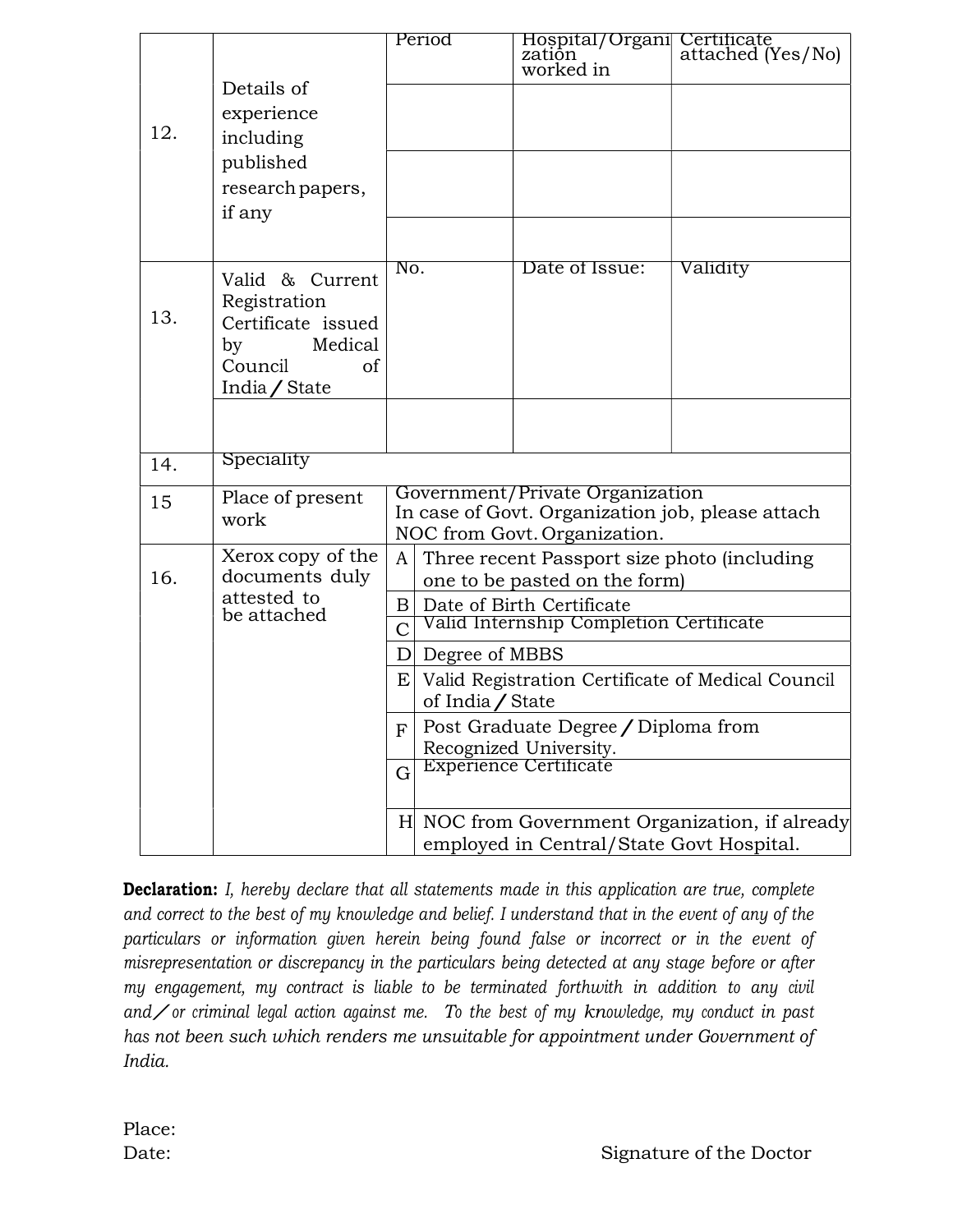| | | | | |
|---|---|---|---|---|
| 12. | Details of experience including published research papers, if any | Period | Hospital/Organization worked in | Certificate attached (Yes/No) |
| | | | | |
| | | | | |
| | | | | |
| 13. | Valid & Current Registration Certificate issued by Medical Council of India / State | No. | Date of Issue: | Validity |
| | | | | |
| 14. | Speciality | | | |
| 15 | Place of present work | Government/Private Organization<br>In case of Govt. Organization job, please attach NOC from Govt. Organization. | | |
| 16. | Xerox copy of the documents duly attested to be attached | A | Three recent Passport size photo (including one to be pasted on the form) | |
| | | B | Date of Birth Certificate | |
| | | C | Valid Internship Completion Certificate | |
| | | D | Degree of MBBS | |
| | | E | Valid Registration Certificate of Medical Council of India / State | |
| | | F | Post Graduate Degree / Diploma from Recognized University. | |
| | | G | Experience Certificate | |
| | | H | NOC from Government Organization, if already employed in Central/State Govt Hospital. | |

**Declaration:** *I, hereby declare that all statements made in this application are true, complete and correct to the best of my knowledge and belief. I understand that in the event of any of the particulars or information given herein being found false or incorrect or in the event of misrepresentation or discrepancy in the particulars being detected at any stage before or after my engagement, my contract is liable to be terminated forthwith in addition to any civil and / or criminal legal action against me. To the best of my knowledge, my conduct in past has not been such which renders me unsuitable for appointment under Government of India.*

Place:

Date: Signature of the Doctor